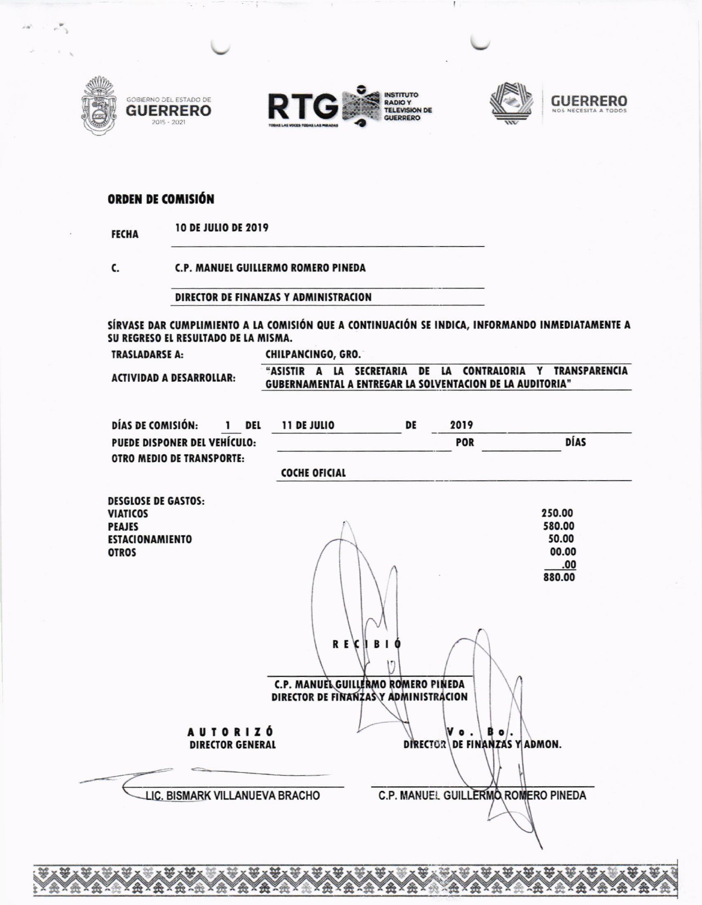GOBIERNO DEL ESTADO DE GUERRERO 2015 - 2021

RTG INSTITUTO RADIO Y TELEVISIÓN DE GUERRERO
TODAS LAS VOCES TODAS LAS MIRADAS

GUERRERO NOS NECESITA A TODOS

## ORDEN DE COMISIÓN

**FECHA** 10 DE JULIO DE 2019

**C.** C.P. MANUEL GUILLERMO ROMERO PINEDA

DIRECTOR DE FINANZAS Y ADMINISTRACION

**SÍRVASE DAR CUMPLIMIENTO A LA COMISIÓN QUE A CONTINUACIÓN SE INDICA, INFORMANDO INMEDIATAMENTE A SU REGRESO EL RESULTADO DE LA MISMA.**

**TRASLADARSE A:** CHILPANCINGO, GRO.

**ACTIVIDAD A DESARROLLAR:** "ASISTIR A LA SECRETARIA DE LA CONTRALORIA Y TRANSPARENCIA GUBERNAMENTAL A ENTREGAR LA SOLVENTACION DE LA AUDITORIA"

**DÍAS DE COMISIÓN:** 1 **DEL** 11 DE JULIO **DE** 2019

**PUEDE DISPONER DEL VEHÍCULO:** ______ **POR** ______ **DÍAS**

**OTRO MEDIO DE TRANSPORTE:**

COCHE OFICIAL

**DESGLOSE DE GASTOS:**

| | |
|---|---|
| **VIATICOS** | 250.00 |
| **PEAJES** | 580.00 |
| **ESTACIONAMIENTO** | 50.00 |
| **OTROS** | 00.00 |
| | .00 |
| | 880.00 |

**R E C I B I Ó**

C.P. MANUEL GUILLERMO ROMERO PINEDA
DIRECTOR DE FINANZAS Y ADMINISTRACION

**A U T O R I Z Ó**
**DIRECTOR GENERAL**

LIC. BISMARK VILLANUEVA BRACHO

**Vo. Bo.**
**DIRECTOR DE FINANZAS Y ADMON.**

C.P. MANUEL GUILLERMO ROMERO PINEDA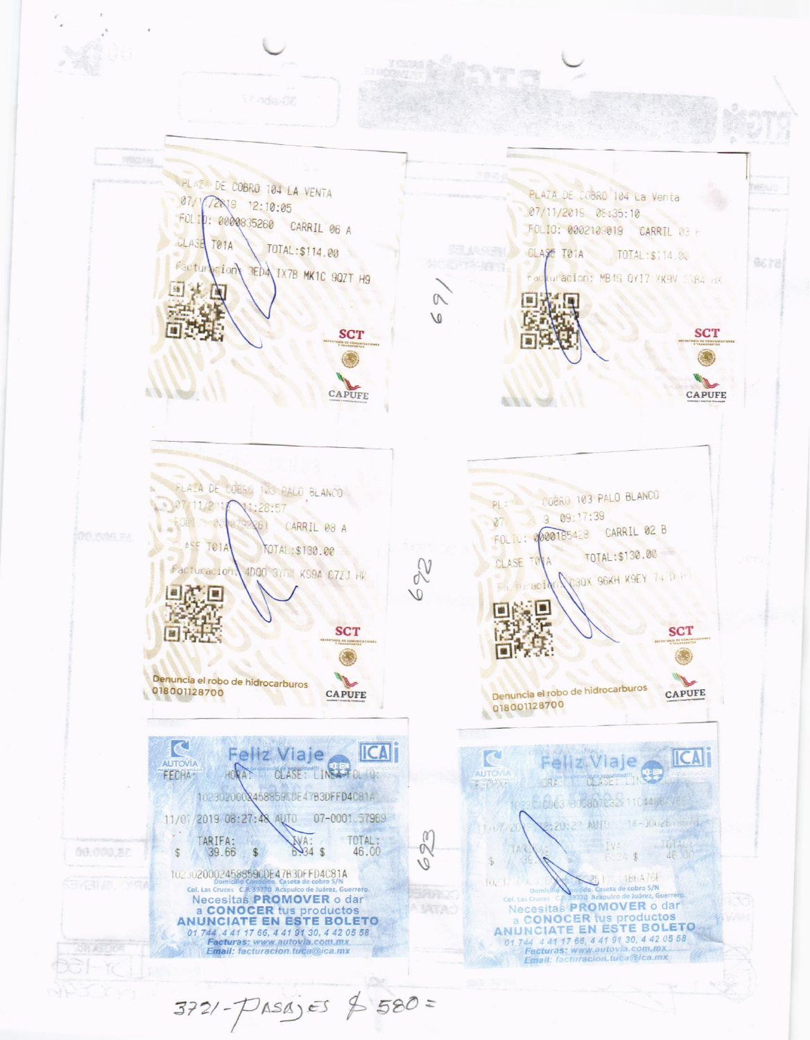PLAZA DE COBRO 104 LA VENTA
07/11/2019 12:10:05
FOLIO: 0000835260 CARRIL 06 A
CLASE T01A TOTAL:$114.00
Facturacion: 3ED4 IX7B MK1C 9QZT H9

SCT
CAPUFE

PLAZA DE COBRO 104 La Venta
07/11/2019 08:35:10
FOLIO: 0002109019 CARRIL 03 F
CLASE T01A TOTAL:$114.00
Facturacion: MB4G QYI7 XK9V 3SB4 HX

SCT
CAPUFE

691

PLAZA DE COBRO 103 PALO BLANCO
07/11/2019 11:28:57
FOLIO: 0000792261 CARRIL 08 A
CLASE T01A TOTAL:$130.00
Facturacion: 4DOO 3Y0X K99A C7ZJ HK

SCT
Denuncia el robo de hidrocarburos
018001128700
CAPUFE

PLAZA DE COBRO 103 PALO BLANCO
07/11/2019 09:17:39
FOLIO: 0000185428 CARRIL 02 B
CLASE T01A TOTAL:$130.00
Facturacion: C30X 96KH K9EY 74 D

SCT
Denuncia el robo de hidrocarburos
018001128700
CAPUFE

692

AUTOVIA
Feliz Viaje
ICA
FECHA: HORA: CLASE: LINEA FOLIO:
1023020002458859CDE47B3DFFD4C81A
11/07/2019 08:27:48 AUTO 07-0001 57969
TARIFA: $ 39.66 IVA: $ 6.34 TOTAL: $ 46.00
1023020002458859CDE47B3DFFD4C81A
Domicilio Conocido. Caseta de cobro S/N
Col. Las Cruces C.P. 39770 Acapulco de Juárez, Guerrero.
Necesitas PROMOVER o dar a CONOCER tus productos
ANUNCIATE EN ESTE BOLETO
01 744 4 41 17 66, 4 41 91 30, 4 42 05 58
Facturas: www.autovia.com.mx
Email: facturacion.tuca@ica.mx

AUTOVIA
Feliz Viaje
ICA
FECHA: HORA: CLASE: LINEA FOLIO:
11/07/2019 12:20:27 AUTO 14-0002
TARIFA: $ 39.66 IVA: $ 6.34 TOTAL: $ 46.00
Domicilio Conocido. Caseta de cobro S/N
Col. Las Cruces C.P. 39770 Acapulco de Juárez, Guerrero.
Necesitas PROMOVER o dar a CONOCER tus productos
ANUNCIATE EN ESTE BOLETO
01 744 4 41 17 66, 4 41 91 30, 4 42 05 58
Facturas: www.autovia.com.mx
Email: facturacion.tuca@ica.mx

693

3721-PASAJES $ 580 =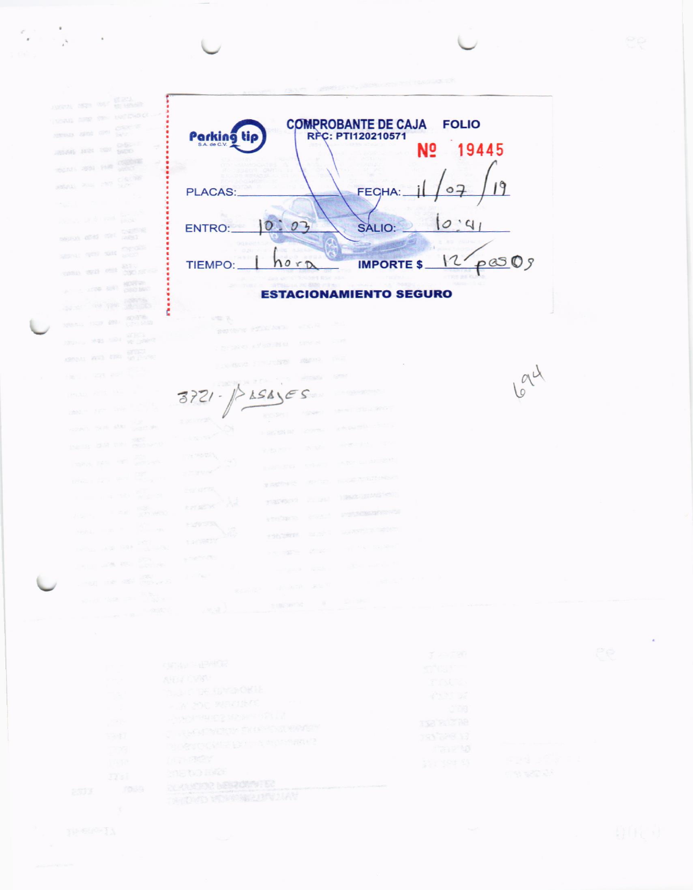**Parking tip**
S.A. de C.V.

**COMPROBANTE DE CAJA** **FOLIO**

**RFC: PTI120210571**

**Nº 19445**

PLACAS: ______ FECHA: 11 / 07 / 19

ENTRO: 10:03 SALIO: 10:41

TIEMPO: 1 hora IMPORTE $ 12 pesos

**ESTACIONAMIENTO SEGURO**

3721 - PASAJES

694